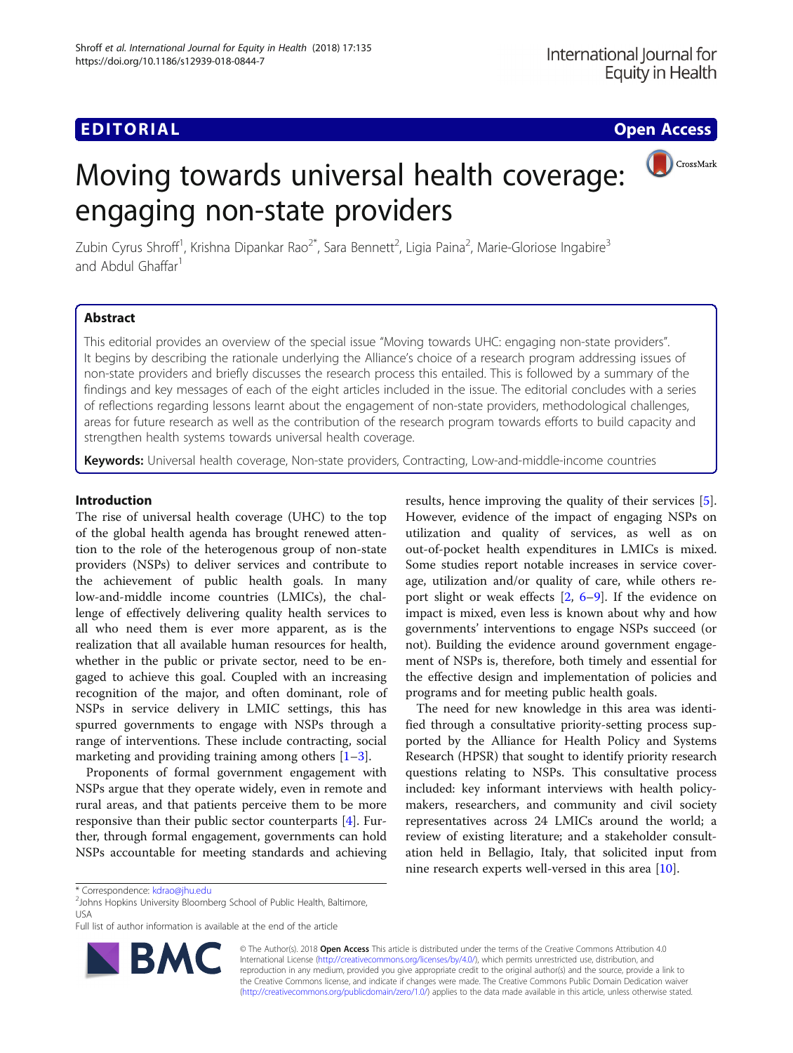EDITORIAL

Open Access

# Moving towards universal health coverage: engaging non-state providers

Zubin Cyrus Shroff[1], Krishna Dipankar Rao[2*], Sara Bennett[2], Ligia Paina[2], Marie-Gloriose Ingabire[3] and Abdul Ghaffar[1]

## Abstract

This editorial provides an overview of the special issue "Moving towards UHC: engaging non-state providers". It begins by describing the rationale underlying the Alliance's choice of a research program addressing issues of non-state providers and briefly discusses the research process this entailed. This is followed by a summary of the findings and key messages of each of the eight articles included in the issue. The editorial concludes with a series of reflections regarding lessons learnt about the engagement of non-state providers, methodological challenges, areas for future research as well as the contribution of the research program towards efforts to build capacity and strengthen health systems towards universal health coverage.

**Keywords:** Universal health coverage, Non-state providers, Contracting, Low-and-middle-income countries

## Introduction

The rise of universal health coverage (UHC) to the top of the global health agenda has brought renewed attention to the role of the heterogenous group of non-state providers (NSPs) to deliver services and contribute to the achievement of public health goals. In many low-and-middle income countries (LMICs), the challenge of effectively delivering quality health services to all who need them is ever more apparent, as is the realization that all available human resources for health, whether in the public or private sector, need to be engaged to achieve this goal. Coupled with an increasing recognition of the major, and often dominant, role of NSPs in service delivery in LMIC settings, this has spurred governments to engage with NSPs through a range of interventions. These include contracting, social marketing and providing training among others [1–3].

Proponents of formal government engagement with NSPs argue that they operate widely, even in remote and rural areas, and that patients perceive them to be more responsive than their public sector counterparts [4]. Further, through formal engagement, governments can hold NSPs accountable for meeting standards and achieving results, hence improving the quality of their services [5]. However, evidence of the impact of engaging NSPs on utilization and quality of services, as well as on out-of-pocket health expenditures in LMICs is mixed. Some studies report notable increases in service coverage, utilization and/or quality of care, while others report slight or weak effects [2, 6–9]. If the evidence on impact is mixed, even less is known about why and how governments' interventions to engage NSPs succeed (or not). Building the evidence around government engagement of NSPs is, therefore, both timely and essential for the effective design and implementation of policies and programs and for meeting public health goals.

The need for new knowledge in this area was identified through a consultative priority-setting process supported by the Alliance for Health Policy and Systems Research (HPSR) that sought to identify priority research questions relating to NSPs. This consultative process included: key informant interviews with health policy-makers, researchers, and community and civil society representatives across 24 LMICs around the world; a review of existing literature; and a stakeholder consultation held in Bellagio, Italy, that solicited input from nine research experts well-versed in this area [10].

* Correspondence: kdrao@jhu.edu
[2]Johns Hopkins University Bloomberg School of Public Health, Baltimore, USA
Full list of author information is available at the end of the article

© The Author(s). 2018 **Open Access** This article is distributed under the terms of the Creative Commons Attribution 4.0 International License (http://creativecommons.org/licenses/by/4.0/), which permits unrestricted use, distribution, and reproduction in any medium, provided you give appropriate credit to the original author(s) and the source, provide a link to the Creative Commons license, and indicate if changes were made. The Creative Commons Public Domain Dedication waiver (http://creativecommons.org/publicdomain/zero/1.0/) applies to the data made available in this article, unless otherwise stated.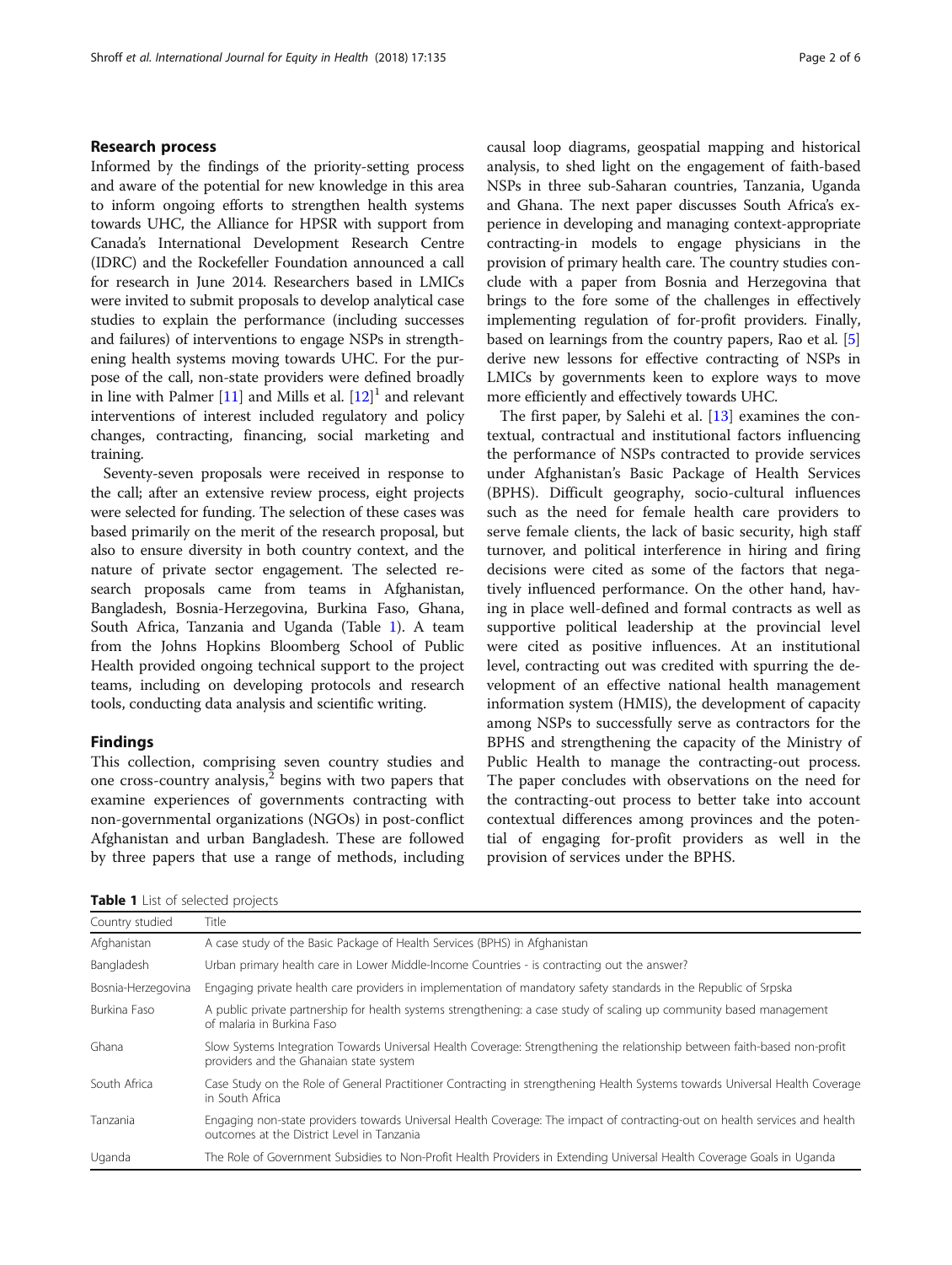## Research process

Informed by the findings of the priority-setting process and aware of the potential for new knowledge in this area to inform ongoing efforts to strengthen health systems towards UHC, the Alliance for HPSR with support from Canada's International Development Research Centre (IDRC) and the Rockefeller Foundation announced a call for research in June 2014. Researchers based in LMICs were invited to submit proposals to develop analytical case studies to explain the performance (including successes and failures) of interventions to engage NSPs in strengthening health systems moving towards UHC. For the purpose of the call, non-state providers were defined broadly in line with Palmer [11] and Mills et al. [12][1] and relevant interventions of interest included regulatory and policy changes, contracting, financing, social marketing and training.

Seventy-seven proposals were received in response to the call; after an extensive review process, eight projects were selected for funding. The selection of these cases was based primarily on the merit of the research proposal, but also to ensure diversity in both country context, and the nature of private sector engagement. The selected research proposals came from teams in Afghanistan, Bangladesh, Bosnia-Herzegovina, Burkina Faso, Ghana, South Africa, Tanzania and Uganda (Table 1). A team from the Johns Hopkins Bloomberg School of Public Health provided ongoing technical support to the project teams, including on developing protocols and research tools, conducting data analysis and scientific writing.

## Findings

This collection, comprising seven country studies and one cross-country analysis,[2] begins with two papers that examine experiences of governments contracting with non-governmental organizations (NGOs) in post-conflict Afghanistan and urban Bangladesh. These are followed by three papers that use a range of methods, including causal loop diagrams, geospatial mapping and historical analysis, to shed light on the engagement of faith-based NSPs in three sub-Saharan countries, Tanzania, Uganda and Ghana. The next paper discusses South Africa's experience in developing and managing context-appropriate contracting-in models to engage physicians in the provision of primary health care. The country studies conclude with a paper from Bosnia and Herzegovina that brings to the fore some of the challenges in effectively implementing regulation of for-profit providers. Finally, based on learnings from the country papers, Rao et al. [5] derive new lessons for effective contracting of NSPs in LMICs by governments keen to explore ways to move more efficiently and effectively towards UHC.

The first paper, by Salehi et al. [13] examines the contextual, contractual and institutional factors influencing the performance of NSPs contracted to provide services under Afghanistan's Basic Package of Health Services (BPHS). Difficult geography, socio-cultural influences such as the need for female health care providers to serve female clients, the lack of basic security, high staff turnover, and political interference in hiring and firing decisions were cited as some of the factors that negatively influenced performance. On the other hand, having in place well-defined and formal contracts as well as supportive political leadership at the provincial level were cited as positive influences. At an institutional level, contracting out was credited with spurring the development of an effective national health management information system (HMIS), the development of capacity among NSPs to successfully serve as contractors for the BPHS and strengthening the capacity of the Ministry of Public Health to manage the contracting-out process. The paper concludes with observations on the need for the contracting-out process to better take into account contextual differences among provinces and the potential of engaging for-profit providers as well in the provision of services under the BPHS.

**Table 1** List of selected projects

| Country studied | Title |
|---|---|
| Afghanistan | A case study of the Basic Package of Health Services (BPHS) in Afghanistan |
| Bangladesh | Urban primary health care in Lower Middle-Income Countries - is contracting out the answer? |
| Bosnia-Herzegovina | Engaging private health care providers in implementation of mandatory safety standards in the Republic of Srpska |
| Burkina Faso | A public private partnership for health systems strengthening: a case study of scaling up community based management of malaria in Burkina Faso |
| Ghana | Slow Systems Integration Towards Universal Health Coverage: Strengthening the relationship between faith-based non-profit providers and the Ghanaian state system |
| South Africa | Case Study on the Role of General Practitioner Contracting in strengthening Health Systems towards Universal Health Coverage in South Africa |
| Tanzania | Engaging non-state providers towards Universal Health Coverage: The impact of contracting-out on health services and health outcomes at the District Level in Tanzania |
| Uganda | The Role of Government Subsidies to Non-Profit Health Providers in Extending Universal Health Coverage Goals in Uganda |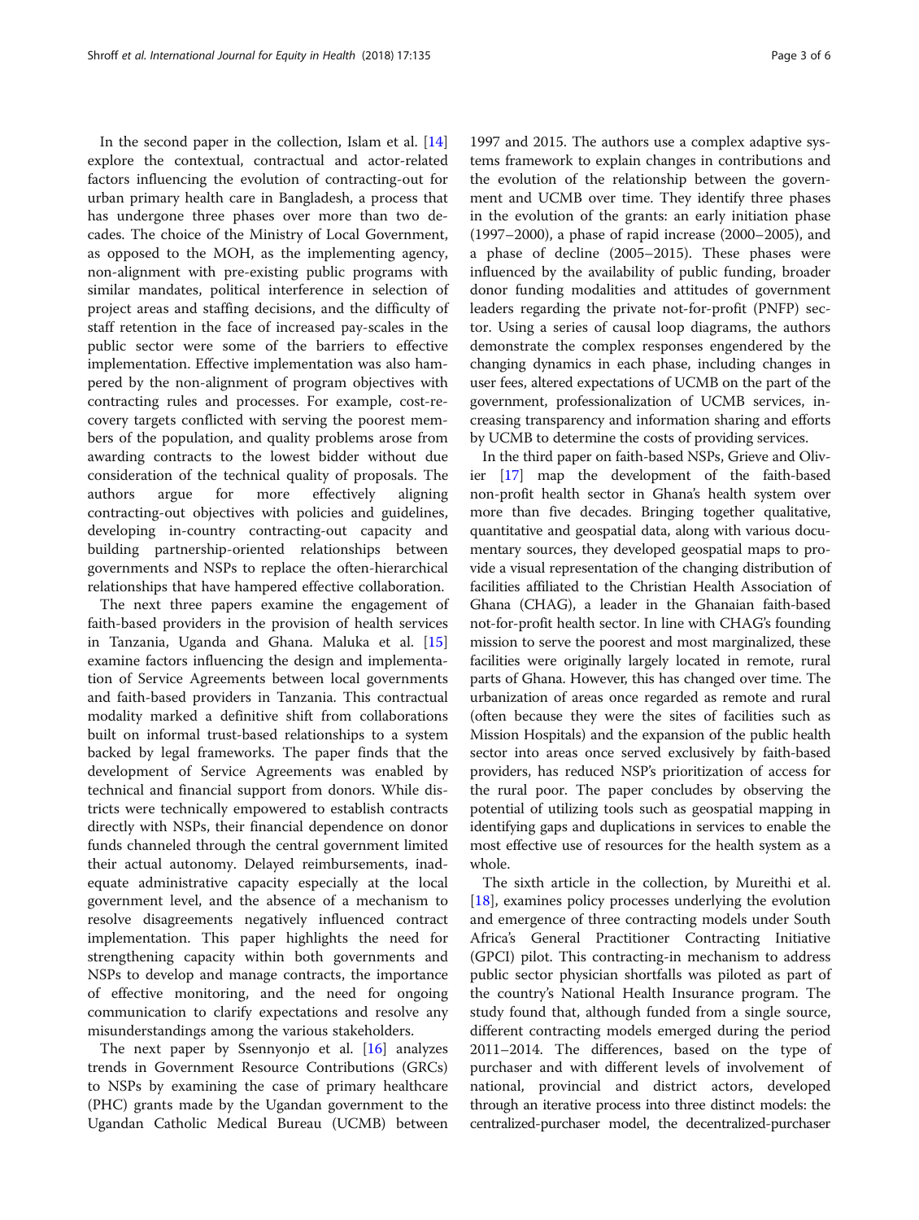In the second paper in the collection, Islam et al. [14] explore the contextual, contractual and actor-related factors influencing the evolution of contracting-out for urban primary health care in Bangladesh, a process that has undergone three phases over more than two decades. The choice of the Ministry of Local Government, as opposed to the MOH, as the implementing agency, non-alignment with pre-existing public programs with similar mandates, political interference in selection of project areas and staffing decisions, and the difficulty of staff retention in the face of increased pay-scales in the public sector were some of the barriers to effective implementation. Effective implementation was also hampered by the non-alignment of program objectives with contracting rules and processes. For example, cost-recovery targets conflicted with serving the poorest members of the population, and quality problems arose from awarding contracts to the lowest bidder without due consideration of the technical quality of proposals. The authors argue for more effectively aligning contracting-out objectives with policies and guidelines, developing in-country contracting-out capacity and building partnership-oriented relationships between governments and NSPs to replace the often-hierarchical relationships that have hampered effective collaboration.

The next three papers examine the engagement of faith-based providers in the provision of health services in Tanzania, Uganda and Ghana. Maluka et al. [15] examine factors influencing the design and implementation of Service Agreements between local governments and faith-based providers in Tanzania. This contractual modality marked a definitive shift from collaborations built on informal trust-based relationships to a system backed by legal frameworks. The paper finds that the development of Service Agreements was enabled by technical and financial support from donors. While districts were technically empowered to establish contracts directly with NSPs, their financial dependence on donor funds channeled through the central government limited their actual autonomy. Delayed reimbursements, inadequate administrative capacity especially at the local government level, and the absence of a mechanism to resolve disagreements negatively influenced contract implementation. This paper highlights the need for strengthening capacity within both governments and NSPs to develop and manage contracts, the importance of effective monitoring, and the need for ongoing communication to clarify expectations and resolve any misunderstandings among the various stakeholders.

The next paper by Ssennyonjo et al. [16] analyzes trends in Government Resource Contributions (GRCs) to NSPs by examining the case of primary healthcare (PHC) grants made by the Ugandan government to the Ugandan Catholic Medical Bureau (UCMB) between 1997 and 2015. The authors use a complex adaptive systems framework to explain changes in contributions and the evolution of the relationship between the government and UCMB over time. They identify three phases in the evolution of the grants: an early initiation phase (1997–2000), a phase of rapid increase (2000–2005), and a phase of decline (2005–2015). These phases were influenced by the availability of public funding, broader donor funding modalities and attitudes of government leaders regarding the private not-for-profit (PNFP) sector. Using a series of causal loop diagrams, the authors demonstrate the complex responses engendered by the changing dynamics in each phase, including changes in user fees, altered expectations of UCMB on the part of the government, professionalization of UCMB services, increasing transparency and information sharing and efforts by UCMB to determine the costs of providing services.

In the third paper on faith-based NSPs, Grieve and Olivier [17] map the development of the faith-based non-profit health sector in Ghana's health system over more than five decades. Bringing together qualitative, quantitative and geospatial data, along with various documentary sources, they developed geospatial maps to provide a visual representation of the changing distribution of facilities affiliated to the Christian Health Association of Ghana (CHAG), a leader in the Ghanaian faith-based not-for-profit health sector. In line with CHAG's founding mission to serve the poorest and most marginalized, these facilities were originally largely located in remote, rural parts of Ghana. However, this has changed over time. The urbanization of areas once regarded as remote and rural (often because they were the sites of facilities such as Mission Hospitals) and the expansion of the public health sector into areas once served exclusively by faith-based providers, has reduced NSP's prioritization of access for the rural poor. The paper concludes by observing the potential of utilizing tools such as geospatial mapping in identifying gaps and duplications in services to enable the most effective use of resources for the health system as a whole.

The sixth article in the collection, by Mureithi et al. [18], examines policy processes underlying the evolution and emergence of three contracting models under South Africa's General Practitioner Contracting Initiative (GPCI) pilot. This contracting-in mechanism to address public sector physician shortfalls was piloted as part of the country's National Health Insurance program. The study found that, although funded from a single source, different contracting models emerged during the period 2011–2014. The differences, based on the type of purchaser and with different levels of involvement of national, provincial and district actors, developed through an iterative process into three distinct models: the centralized-purchaser model, the decentralized-purchaser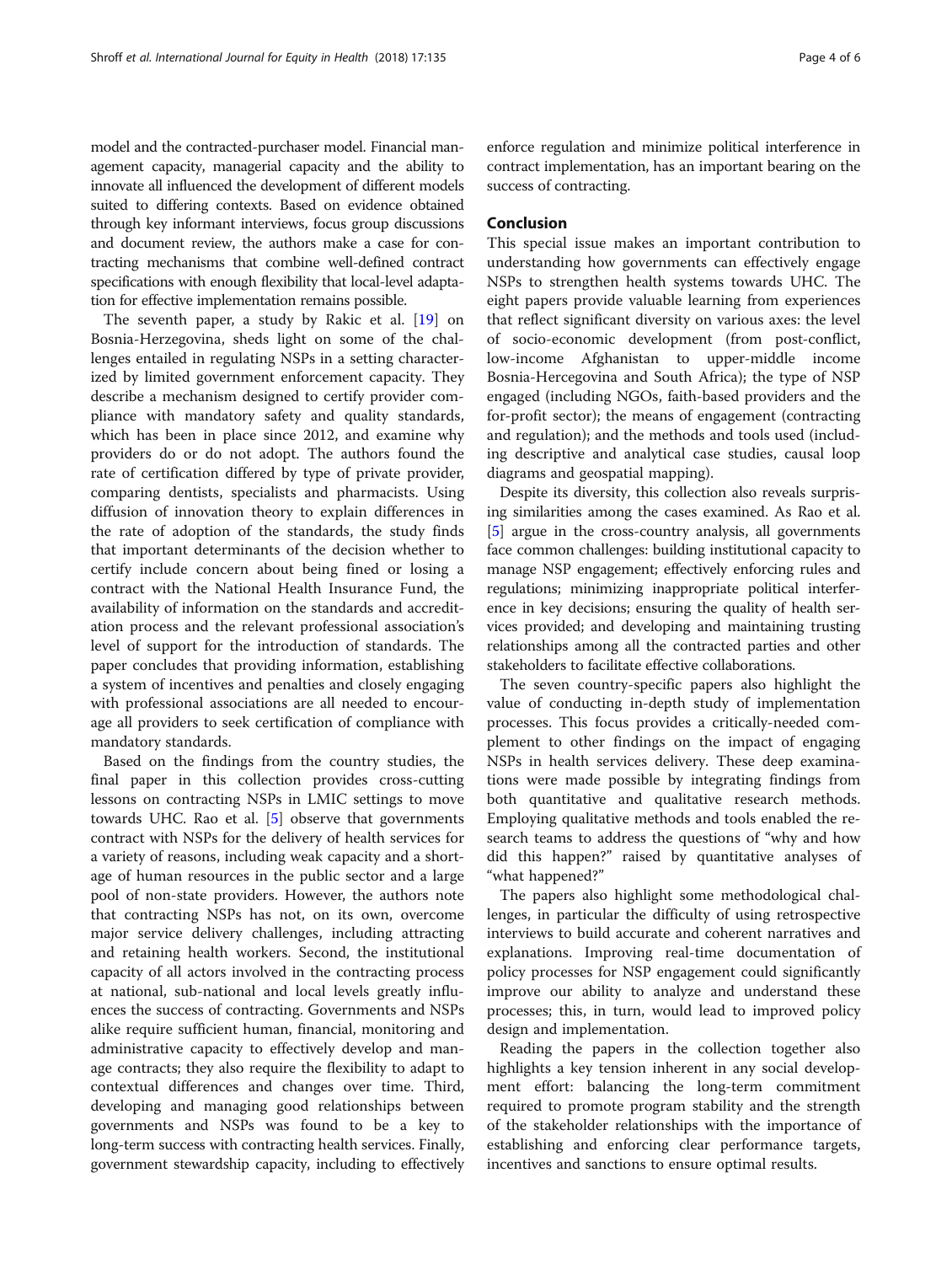model and the contracted-purchaser model. Financial management capacity, managerial capacity and the ability to innovate all influenced the development of different models suited to differing contexts. Based on evidence obtained through key informant interviews, focus group discussions and document review, the authors make a case for contracting mechanisms that combine well-defined contract specifications with enough flexibility that local-level adaptation for effective implementation remains possible.

The seventh paper, a study by Rakic et al. [19] on Bosnia-Herzegovina, sheds light on some of the challenges entailed in regulating NSPs in a setting characterized by limited government enforcement capacity. They describe a mechanism designed to certify provider compliance with mandatory safety and quality standards, which has been in place since 2012, and examine why providers do or do not adopt. The authors found the rate of certification differed by type of private provider, comparing dentists, specialists and pharmacists. Using diffusion of innovation theory to explain differences in the rate of adoption of the standards, the study finds that important determinants of the decision whether to certify include concern about being fined or losing a contract with the National Health Insurance Fund, the availability of information on the standards and accreditation process and the relevant professional association's level of support for the introduction of standards. The paper concludes that providing information, establishing a system of incentives and penalties and closely engaging with professional associations are all needed to encourage all providers to seek certification of compliance with mandatory standards.

Based on the findings from the country studies, the final paper in this collection provides cross-cutting lessons on contracting NSPs in LMIC settings to move towards UHC. Rao et al. [5] observe that governments contract with NSPs for the delivery of health services for a variety of reasons, including weak capacity and a shortage of human resources in the public sector and a large pool of non-state providers. However, the authors note that contracting NSPs has not, on its own, overcome major service delivery challenges, including attracting and retaining health workers. Second, the institutional capacity of all actors involved in the contracting process at national, sub-national and local levels greatly influences the success of contracting. Governments and NSPs alike require sufficient human, financial, monitoring and administrative capacity to effectively develop and manage contracts; they also require the flexibility to adapt to contextual differences and changes over time. Third, developing and managing good relationships between governments and NSPs was found to be a key to long-term success with contracting health services. Finally, government stewardship capacity, including to effectively enforce regulation and minimize political interference in contract implementation, has an important bearing on the success of contracting.

## Conclusion

This special issue makes an important contribution to understanding how governments can effectively engage NSPs to strengthen health systems towards UHC. The eight papers provide valuable learning from experiences that reflect significant diversity on various axes: the level of socio-economic development (from post-conflict, low-income Afghanistan to upper-middle income Bosnia-Hercegovina and South Africa); the type of NSP engaged (including NGOs, faith-based providers and the for-profit sector); the means of engagement (contracting and regulation); and the methods and tools used (including descriptive and analytical case studies, causal loop diagrams and geospatial mapping).

Despite its diversity, this collection also reveals surprising similarities among the cases examined. As Rao et al. [5] argue in the cross-country analysis, all governments face common challenges: building institutional capacity to manage NSP engagement; effectively enforcing rules and regulations; minimizing inappropriate political interference in key decisions; ensuring the quality of health services provided; and developing and maintaining trusting relationships among all the contracted parties and other stakeholders to facilitate effective collaborations.

The seven country-specific papers also highlight the value of conducting in-depth study of implementation processes. This focus provides a critically-needed complement to other findings on the impact of engaging NSPs in health services delivery. These deep examinations were made possible by integrating findings from both quantitative and qualitative research methods. Employing qualitative methods and tools enabled the research teams to address the questions of "why and how did this happen?" raised by quantitative analyses of "what happened?"

The papers also highlight some methodological challenges, in particular the difficulty of using retrospective interviews to build accurate and coherent narratives and explanations. Improving real-time documentation of policy processes for NSP engagement could significantly improve our ability to analyze and understand these processes; this, in turn, would lead to improved policy design and implementation.

Reading the papers in the collection together also highlights a key tension inherent in any social development effort: balancing the long-term commitment required to promote program stability and the strength of the stakeholder relationships with the importance of establishing and enforcing clear performance targets, incentives and sanctions to ensure optimal results.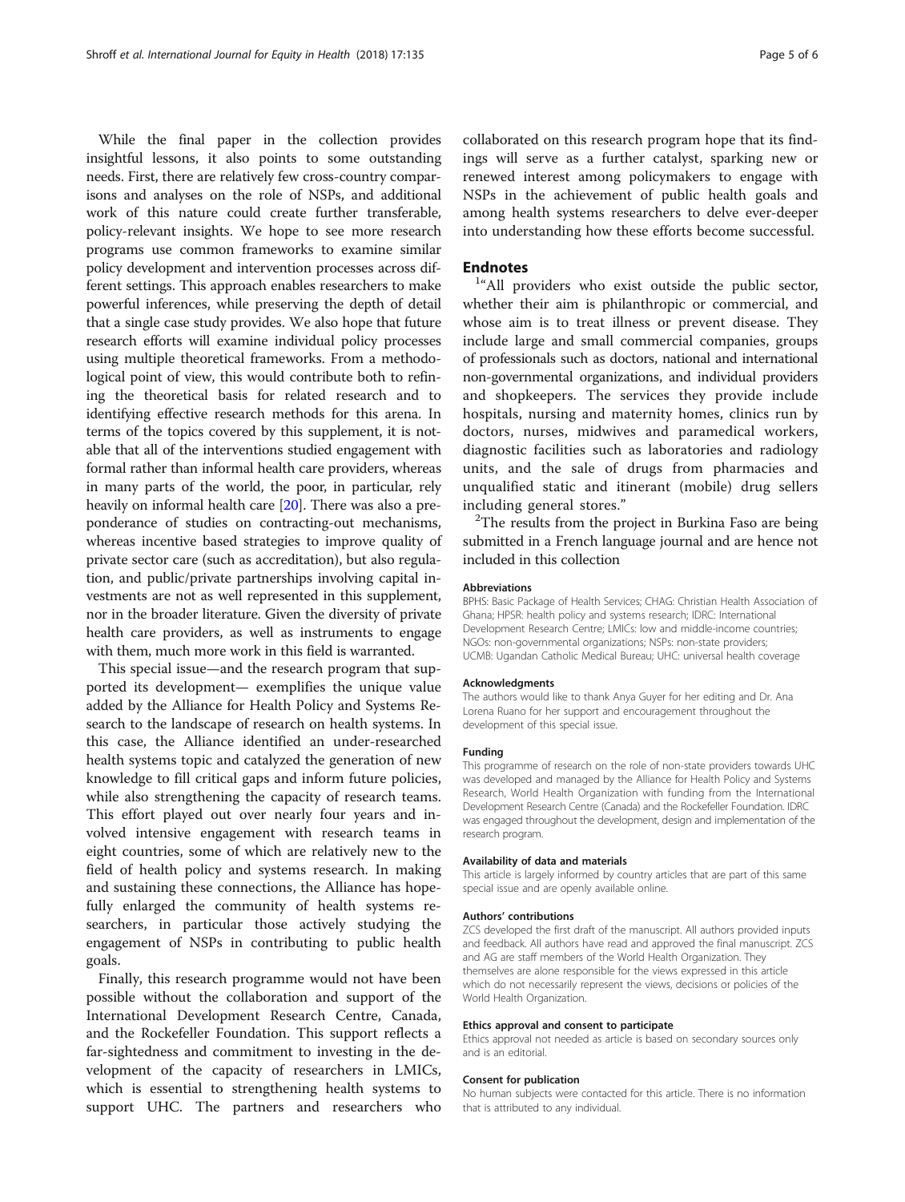While the final paper in the collection provides insightful lessons, it also points to some outstanding needs. First, there are relatively few cross-country comparisons and analyses on the role of NSPs, and additional work of this nature could create further transferable, policy-relevant insights. We hope to see more research programs use common frameworks to examine similar policy development and intervention processes across different settings. This approach enables researchers to make powerful inferences, while preserving the depth of detail that a single case study provides. We also hope that future research efforts will examine individual policy processes using multiple theoretical frameworks. From a methodological point of view, this would contribute both to refining the theoretical basis for related research and to identifying effective research methods for this arena. In terms of the topics covered by this supplement, it is notable that all of the interventions studied engagement with formal rather than informal health care providers, whereas in many parts of the world, the poor, in particular, rely heavily on informal health care [20]. There was also a preponderance of studies on contracting-out mechanisms, whereas incentive based strategies to improve quality of private sector care (such as accreditation), but also regulation, and public/private partnerships involving capital investments are not as well represented in this supplement, nor in the broader literature. Given the diversity of private health care providers, as well as instruments to engage with them, much more work in this field is warranted.

This special issue—and the research program that supported its development— exemplifies the unique value added by the Alliance for Health Policy and Systems Research to the landscape of research on health systems. In this case, the Alliance identified an under-researched health systems topic and catalyzed the generation of new knowledge to fill critical gaps and inform future policies, while also strengthening the capacity of research teams. This effort played out over nearly four years and involved intensive engagement with research teams in eight countries, some of which are relatively new to the field of health policy and systems research. In making and sustaining these connections, the Alliance has hopefully enlarged the community of health systems researchers, in particular those actively studying the engagement of NSPs in contributing to public health goals.

Finally, this research programme would not have been possible without the collaboration and support of the International Development Research Centre, Canada, and the Rockefeller Foundation. This support reflects a far-sightedness and commitment to investing in the development of the capacity of researchers in LMICs, which is essential to strengthening health systems to support UHC. The partners and researchers who collaborated on this research program hope that its findings will serve as a further catalyst, sparking new or renewed interest among policymakers to engage with NSPs in the achievement of public health goals and among health systems researchers to delve ever-deeper into understanding how these efforts become successful.

## Endnotes

[1]"All providers who exist outside the public sector, whether their aim is philanthropic or commercial, and whose aim is to treat illness or prevent disease. They include large and small commercial companies, groups of professionals such as doctors, national and international non-governmental organizations, and individual providers and shopkeepers. The services they provide include hospitals, nursing and maternity homes, clinics run by doctors, nurses, midwives and paramedical workers, diagnostic facilities such as laboratories and radiology units, and the sale of drugs from pharmacies and unqualified static and itinerant (mobile) drug sellers including general stores."

[2]The results from the project in Burkina Faso are being submitted in a French language journal and are hence not included in this collection

#### Abbreviations

BPHS: Basic Package of Health Services; CHAG: Christian Health Association of Ghana; HPSR: health policy and systems research; IDRC: International Development Research Centre; LMICs: low and middle-income countries; NGOs: non-governmental organizations; NSPs: non-state providers; UCMB: Ugandan Catholic Medical Bureau; UHC: universal health coverage

#### Acknowledgments

The authors would like to thank Anya Guyer for her editing and Dr. Ana Lorena Ruano for her support and encouragement throughout the development of this special issue.

#### Funding

This programme of research on the role of non-state providers towards UHC was developed and managed by the Alliance for Health Policy and Systems Research, World Health Organization with funding from the International Development Research Centre (Canada) and the Rockefeller Foundation. IDRC was engaged throughout the development, design and implementation of the research program.

#### Availability of data and materials

This article is largely informed by country articles that are part of this same special issue and are openly available online.

#### Authors' contributions

ZCS developed the first draft of the manuscript. All authors provided inputs and feedback. All authors have read and approved the final manuscript. ZCS and AG are staff members of the World Health Organization. They themselves are alone responsible for the views expressed in this article which do not necessarily represent the views, decisions or policies of the World Health Organization.

#### Ethics approval and consent to participate

Ethics approval not needed as article is based on secondary sources only and is an editorial.

#### Consent for publication

No human subjects were contacted for this article. There is no information that is attributed to any individual.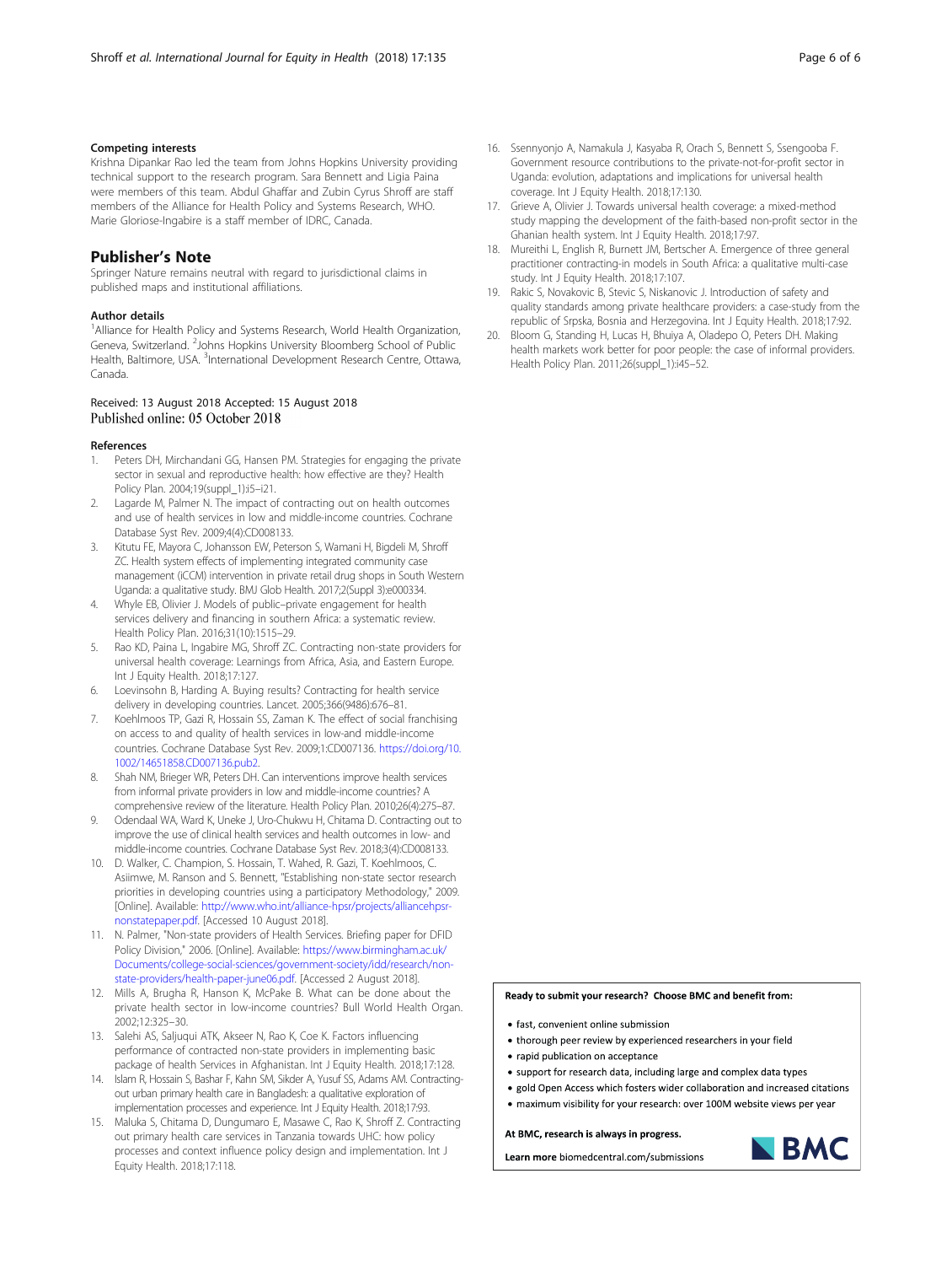### Competing interests

Krishna Dipankar Rao led the team from Johns Hopkins University providing technical support to the research program. Sara Bennett and Ligia Paina were members of this team. Abdul Ghaffar and Zubin Cyrus Shroff are staff members of the Alliance for Health Policy and Systems Research, WHO. Marie Gloriose-Ingabire is a staff member of IDRC, Canada.

## Publisher's Note

Springer Nature remains neutral with regard to jurisdictional claims in published maps and institutional affiliations.

### Author details

[1]Alliance for Health Policy and Systems Research, World Health Organization, Geneva, Switzerland. [2]Johns Hopkins University Bloomberg School of Public Health, Baltimore, USA. [3]International Development Research Centre, Ottawa, Canada.

Received: 13 August 2018 Accepted: 15 August 2018
Published online: 05 October 2018

### References

1. Peters DH, Mirchandani GG, Hansen PM. Strategies for engaging the private sector in sexual and reproductive health: how effective are they? Health Policy Plan. 2004;19(suppl_1):i5–i21.
2. Lagarde M, Palmer N. The impact of contracting out on health outcomes and use of health services in low and middle-income countries. Cochrane Database Syst Rev. 2009;4(4):CD008133.
3. Kitutu FE, Mayora C, Johansson EW, Peterson S, Wamani H, Bigdeli M, Shroff ZC. Health system effects of implementing integrated community case management (iCCM) intervention in private retail drug shops in South Western Uganda: a qualitative study. BMJ Glob Health. 2017;2(Suppl 3):e000334.
4. Whyle EB, Olivier J. Models of public–private engagement for health services delivery and financing in southern Africa: a systematic review. Health Policy Plan. 2016;31(10):1515–29.
5. Rao KD, Paina L, Ingabire MG, Shroff ZC. Contracting non-state providers for universal health coverage: Learnings from Africa, Asia, and Eastern Europe. Int J Equity Health. 2018;17:127.
6. Loevinsohn B, Harding A. Buying results? Contracting for health service delivery in developing countries. Lancet. 2005;366(9486):676–81.
7. Koehlmoos TP, Gazi R, Hossain SS, Zaman K. The effect of social franchising on access to and quality of health services in low-and middle-income countries. Cochrane Database Syst Rev. 2009;1:CD007136. https://doi.org/10.1002/14651858.CD007136.pub2.
8. Shah NM, Brieger WR, Peters DH. Can interventions improve health services from informal private providers in low and middle-income countries? A comprehensive review of the literature. Health Policy Plan. 2010;26(4):275–87.
9. Odendaal WA, Ward K, Uneke J, Uro-Chukwu H, Chitama D. Contracting out to improve the use of clinical health services and health outcomes in low- and middle-income countries. Cochrane Database Syst Rev. 2018;3(4):CD008133.
10. D. Walker, C. Champion, S. Hossain, T. Wahed, R. Gazi, T. Koehlmoos, C. Asiimwe, M. Ranson and S. Bennett, "Establishing non-state sector research priorities in developing countries using a participatory Methodology," 2009. [Online]. Available: http://www.who.int/alliance-hpsr/projects/alliancehpsr-nonstatepaper.pdf. [Accessed 10 August 2018].
11. N. Palmer, "Non-state providers of Health Services. Briefing paper for DFID Policy Division," 2006. [Online]. Available: https://www.birmingham.ac.uk/Documents/college-social-sciences/government-society/idd/research/non-state-providers/health-paper-june06.pdf. [Accessed 2 August 2018].
12. Mills A, Brugha R, Hanson K, McPake B. What can be done about the private health sector in low-income countries? Bull World Health Organ. 2002;12:325–30.
13. Salehi AS, Saljuqui ATK, Akseer N, Rao K, Coe K. Factors influencing performance of contracted non-state providers in implementing basic package of health Services in Afghanistan. Int J Equity Health. 2018;17:128.
14. Islam R, Hossain S, Bashar F, Kahn SM, Sikder A, Yusuf SS, Adams AM. Contracting-out urban primary health care in Bangladesh: a qualitative exploration of implementation processes and experience. Int J Equity Health. 2018;17:93.
15. Maluka S, Chitama D, Dungumaro E, Masawe C, Rao K, Shroff Z. Contracting out primary health care services in Tanzania towards UHC: how policy processes and context influence policy design and implementation. Int J Equity Health. 2018;17:118.
16. Ssennyonjo A, Namakula J, Kasyaba R, Orach S, Bennett S, Ssengooba F. Government resource contributions to the private-not-for-profit sector in Uganda: evolution, adaptations and implications for universal health coverage. Int J Equity Health. 2018;17:130.
17. Grieve A, Olivier J. Towards universal health coverage: a mixed-method study mapping the development of the faith-based non-profit sector in the Ghanian health system. Int J Equity Health. 2018;17:97.
18. Mureithi L, English R, Burnett JM, Bertscher A. Emergence of three general practitioner contracting-in models in South Africa: a qualitative multi-case study. Int J Equity Health. 2018;17:107.
19. Rakic S, Novakovic B, Stevic S, Niskanovic J. Introduction of safety and quality standards among private healthcare providers: a case-study from the republic of Srpska, Bosnia and Herzegovina. Int J Equity Health. 2018;17:92.
20. Bloom G, Standing H, Lucas H, Bhuiya A, Oladepo O, Peters DH. Making health markets work better for poor people: the case of informal providers. Health Policy Plan. 2011;26(suppl_1):i45–52.

**Ready to submit your research? Choose BMC and benefit from:**

- fast, convenient online submission
- thorough peer review by experienced researchers in your field
- rapid publication on acceptance
- support for research data, including large and complex data types
- gold Open Access which fosters wider collaboration and increased citations
- maximum visibility for your research: over 100M website views per year

**At BMC, research is always in progress.**

**Learn more** biomedcentral.com/submissions

BMC